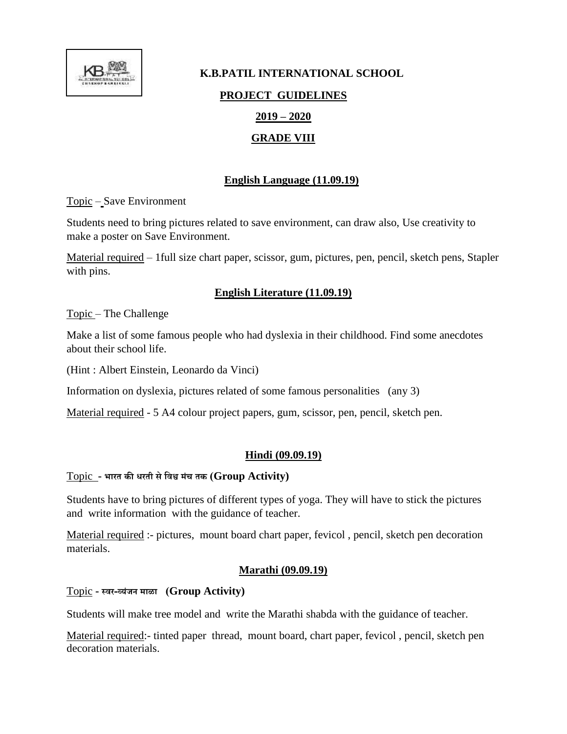# K.B.PATIL INTERNATIONAL SCHOOL

## PROJECT GUIDELINES

## 2019 – 2020

## GRADE VIII

### English Language (11.09.19)

Topic – Save Environment

Students need to bring pictures related to save environment, can draw also, Use creativity to make a poster on Save Environment.

Material required – 1full size chart paper, scissor, gum, pictures, pen, pencil, sketch pens, Stapler with pins.

### English Literature (11.09.19)

Topic – The Challenge

Make a list of some famous people who had dyslexia in their childhood. Find some anecdotes about their school life.

(Hint : Albert Einstein, Leonardo da Vinci)

Information on dyslexia, pictures related of some famous personalities (any 3)

Material required - 5 A4 colour project papers, gum, scissor, pen, pencil, sketch pen.

### Hindi (09.09.19)

Topic - **भारत की धरती से विश्व मंच तक (Group Activity)**

Students have to bring pictures of different types of yoga. They will have to stick the pictures and write information with the guidance of teacher.

Material required :- pictures, mount board chart paper, fevicol , pencil, sketch pen decoration materials.

### Marathi (09.09.19)

Topic - **स्वर-व्यंजन माळा (Group Activity)**

Students will make tree model and write the Marathi shabda with the guidance of teacher.

Material required:- tinted paper thread, mount board, chart paper, fevicol , pencil, sketch pen decoration materials.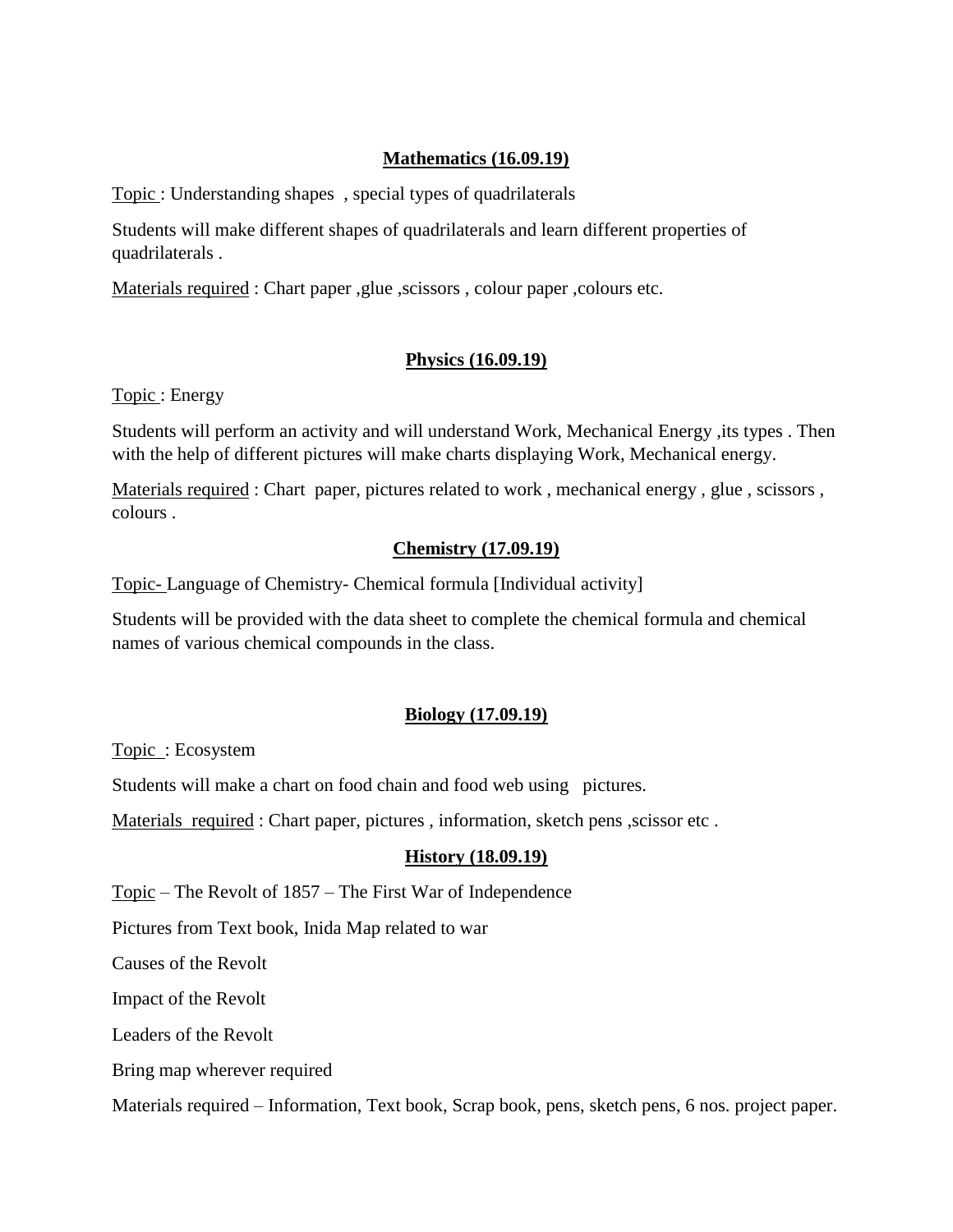## Mathematics (16.09.19)

Topic : Understanding shapes , special types of quadrilaterals

Students will make different shapes of quadrilaterals and learn different properties of quadrilaterals .

Materials required : Chart paper ,glue ,scissors , colour paper ,colours etc.

## Physics (16.09.19)

Topic : Energy

Students will perform an activity and will understand Work, Mechanical Energy ,its types . Then with the help of different pictures will make charts displaying Work, Mechanical energy.

Materials required : Chart paper, pictures related to work , mechanical energy , glue , scissors , colours .

## Chemistry (17.09.19)

Topic- Language of Chemistry- Chemical formula [Individual activity]

Students will be provided with the data sheet to complete the chemical formula and chemical names of various chemical compounds in the class.

## Biology (17.09.19)

Topic : Ecosystem

Students will make a chart on food chain and food web using pictures.

Materials required : Chart paper, pictures , information, sketch pens ,scissor etc .

## History (18.09.19)

Topic – The Revolt of 1857 – The First War of Independence

Pictures from Text book, Inida Map related to war

Causes of the Revolt

Impact of the Revolt

Leaders of the Revolt

Bring map wherever required

Materials required – Information, Text book, Scrap book, pens, sketch pens, 6 nos. project paper.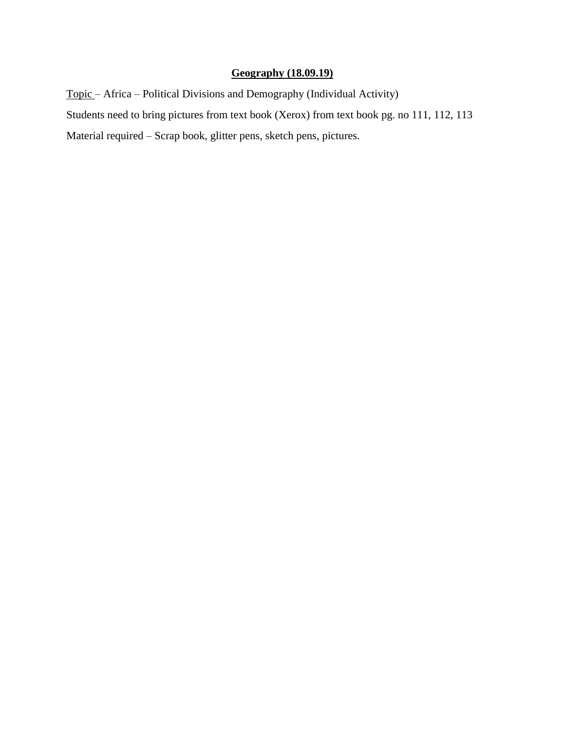## **Geography (18.09.19)**

Topic – Africa – Political Divisions and Demography (Individual Activity)

Students need to bring pictures from text book (Xerox) from text book pg. no 111, 112, 113

Material required – Scrap book, glitter pens, sketch pens, pictures.